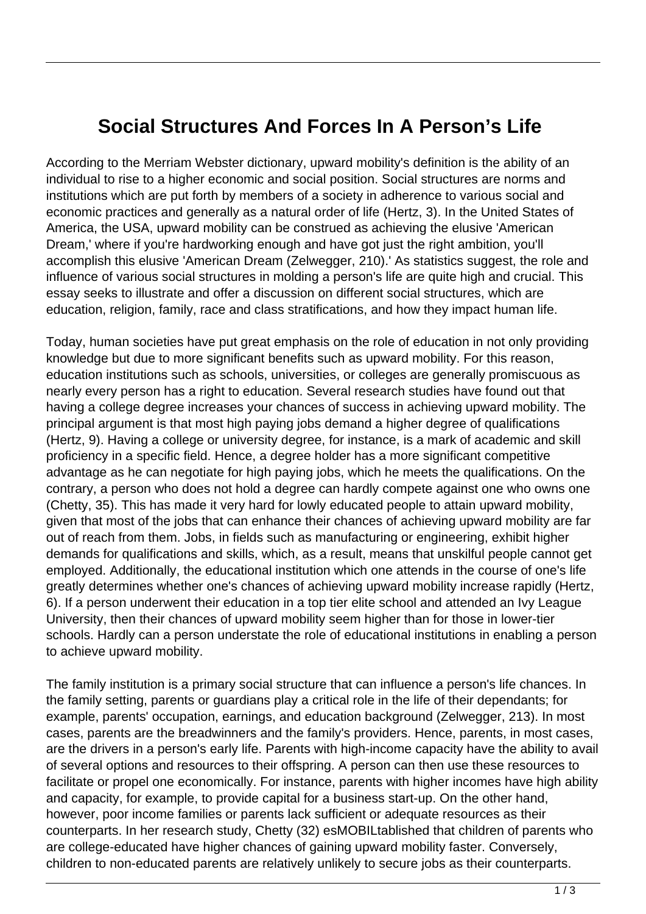# Social Structures And Forces In A Person's Life

According to the Merriam Webster dictionary, upward mobility's definition is the ability of an individual to rise to a higher economic and social position. Social structures are norms and institutions which are put forth by members of a society in adherence to various social and economic practices and generally as a natural order of life (Hertz, 3). In the United States of America, the USA, upward mobility can be construed as achieving the elusive 'American Dream,' where if you're hardworking enough and have got just the right ambition, you'll accomplish this elusive 'American Dream (Zelwegger, 210).' As statistics suggest, the role and influence of various social structures in molding a person's life are quite high and crucial. This essay seeks to illustrate and offer a discussion on different social structures, which are education, religion, family, race and class stratifications, and how they impact human life.

Today, human societies have put great emphasis on the role of education in not only providing knowledge but due to more significant benefits such as upward mobility. For this reason, education institutions such as schools, universities, or colleges are generally promiscuous as nearly every person has a right to education. Several research studies have found out that having a college degree increases your chances of success in achieving upward mobility. The principal argument is that most high paying jobs demand a higher degree of qualifications (Hertz, 9). Having a college or university degree, for instance, is a mark of academic and skill proficiency in a specific field. Hence, a degree holder has a more significant competitive advantage as he can negotiate for high paying jobs, which he meets the qualifications. On the contrary, a person who does not hold a degree can hardly compete against one who owns one (Chetty, 35). This has made it very hard for lowly educated people to attain upward mobility, given that most of the jobs that can enhance their chances of achieving upward mobility are far out of reach from them. Jobs, in fields such as manufacturing or engineering, exhibit higher demands for qualifications and skills, which, as a result, means that unskilful people cannot get employed. Additionally, the educational institution which one attends in the course of one's life greatly determines whether one's chances of achieving upward mobility increase rapidly (Hertz, 6). If a person underwent their education in a top tier elite school and attended an Ivy League University, then their chances of upward mobility seem higher than for those in lower-tier schools. Hardly can a person understate the role of educational institutions in enabling a person to achieve upward mobility.

The family institution is a primary social structure that can influence a person's life chances. In the family setting, parents or guardians play a critical role in the life of their dependants; for example, parents' occupation, earnings, and education background (Zelwegger, 213). In most cases, parents are the breadwinners and the family's providers. Hence, parents, in most cases, are the drivers in a person's early life. Parents with high-income capacity have the ability to avail of several options and resources to their offspring. A person can then use these resources to facilitate or propel one economically. For instance, parents with higher incomes have high ability and capacity, for example, to provide capital for a business start-up. On the other hand, however, poor income families or parents lack sufficient or adequate resources as their counterparts. In her research study, Chetty (32) esMOBILtablished that children of parents who are college-educated have higher chances of gaining upward mobility faster. Conversely, children to non-educated parents are relatively unlikely to secure jobs as their counterparts.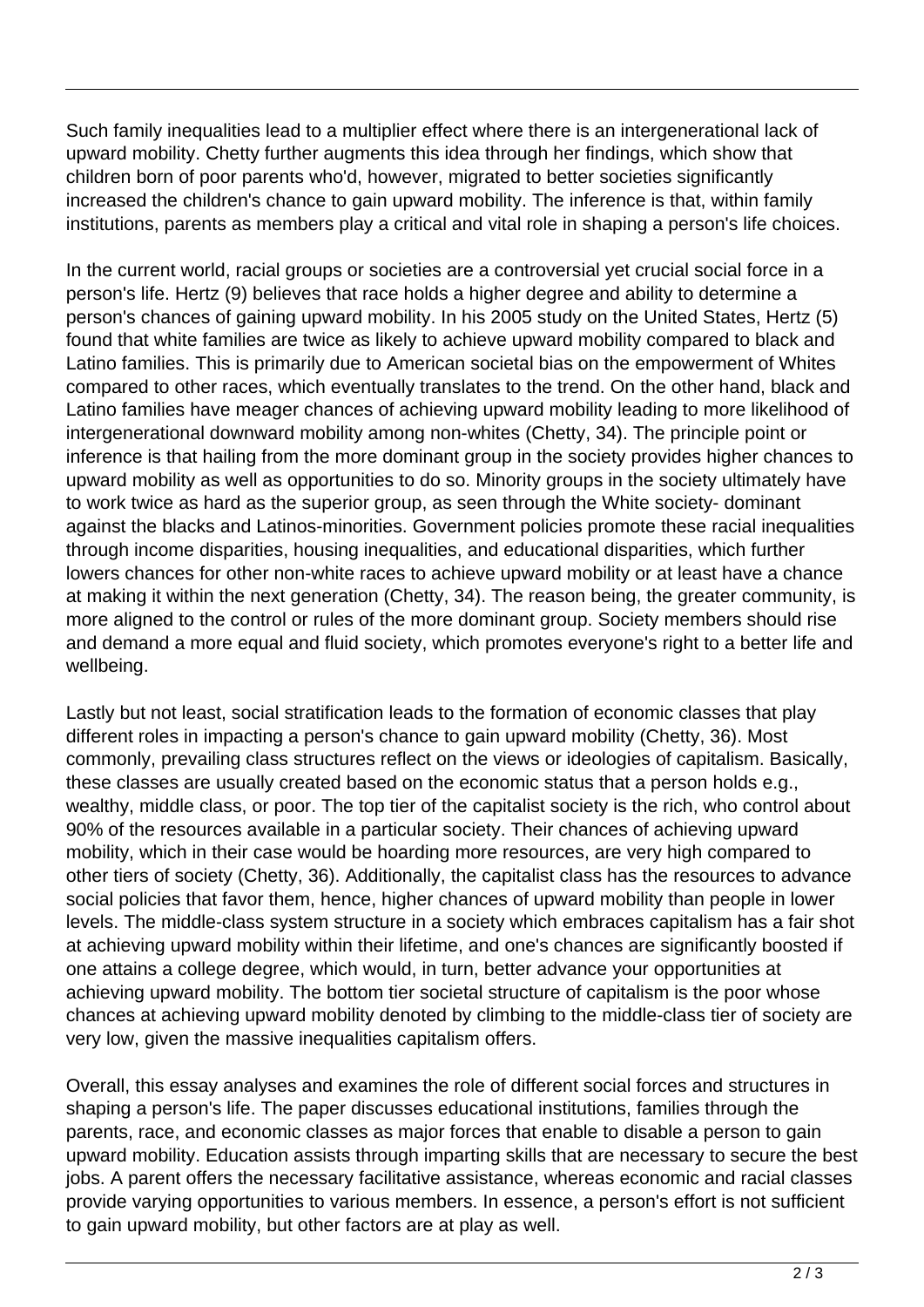Such family inequalities lead to a multiplier effect where there is an intergenerational lack of upward mobility. Chetty further augments this idea through her findings, which show that children born of poor parents who'd, however, migrated to better societies significantly increased the children's chance to gain upward mobility. The inference is that, within family institutions, parents as members play a critical and vital role in shaping a person's life choices.

In the current world, racial groups or societies are a controversial yet crucial social force in a person's life. Hertz (9) believes that race holds a higher degree and ability to determine a person's chances of gaining upward mobility. In his 2005 study on the United States, Hertz (5) found that white families are twice as likely to achieve upward mobility compared to black and Latino families. This is primarily due to American societal bias on the empowerment of Whites compared to other races, which eventually translates to the trend. On the other hand, black and Latino families have meager chances of achieving upward mobility leading to more likelihood of intergenerational downward mobility among non-whites (Chetty, 34). The principle point or inference is that hailing from the more dominant group in the society provides higher chances to upward mobility as well as opportunities to do so. Minority groups in the society ultimately have to work twice as hard as the superior group, as seen through the White society- dominant against the blacks and Latinos-minorities. Government policies promote these racial inequalities through income disparities, housing inequalities, and educational disparities, which further lowers chances for other non-white races to achieve upward mobility or at least have a chance at making it within the next generation (Chetty, 34). The reason being, the greater community, is more aligned to the control or rules of the more dominant group. Society members should rise and demand a more equal and fluid society, which promotes everyone's right to a better life and wellbeing.

Lastly but not least, social stratification leads to the formation of economic classes that play different roles in impacting a person's chance to gain upward mobility (Chetty, 36). Most commonly, prevailing class structures reflect on the views or ideologies of capitalism. Basically, these classes are usually created based on the economic status that a person holds e.g., wealthy, middle class, or poor. The top tier of the capitalist society is the rich, who control about 90% of the resources available in a particular society. Their chances of achieving upward mobility, which in their case would be hoarding more resources, are very high compared to other tiers of society (Chetty, 36). Additionally, the capitalist class has the resources to advance social policies that favor them, hence, higher chances of upward mobility than people in lower levels. The middle-class system structure in a society which embraces capitalism has a fair shot at achieving upward mobility within their lifetime, and one's chances are significantly boosted if one attains a college degree, which would, in turn, better advance your opportunities at achieving upward mobility. The bottom tier societal structure of capitalism is the poor whose chances at achieving upward mobility denoted by climbing to the middle-class tier of society are very low, given the massive inequalities capitalism offers.

Overall, this essay analyses and examines the role of different social forces and structures in shaping a person's life. The paper discusses educational institutions, families through the parents, race, and economic classes as major forces that enable to disable a person to gain upward mobility. Education assists through imparting skills that are necessary to secure the best jobs. A parent offers the necessary facilitative assistance, whereas economic and racial classes provide varying opportunities to various members. In essence, a person's effort is not sufficient to gain upward mobility, but other factors are at play as well.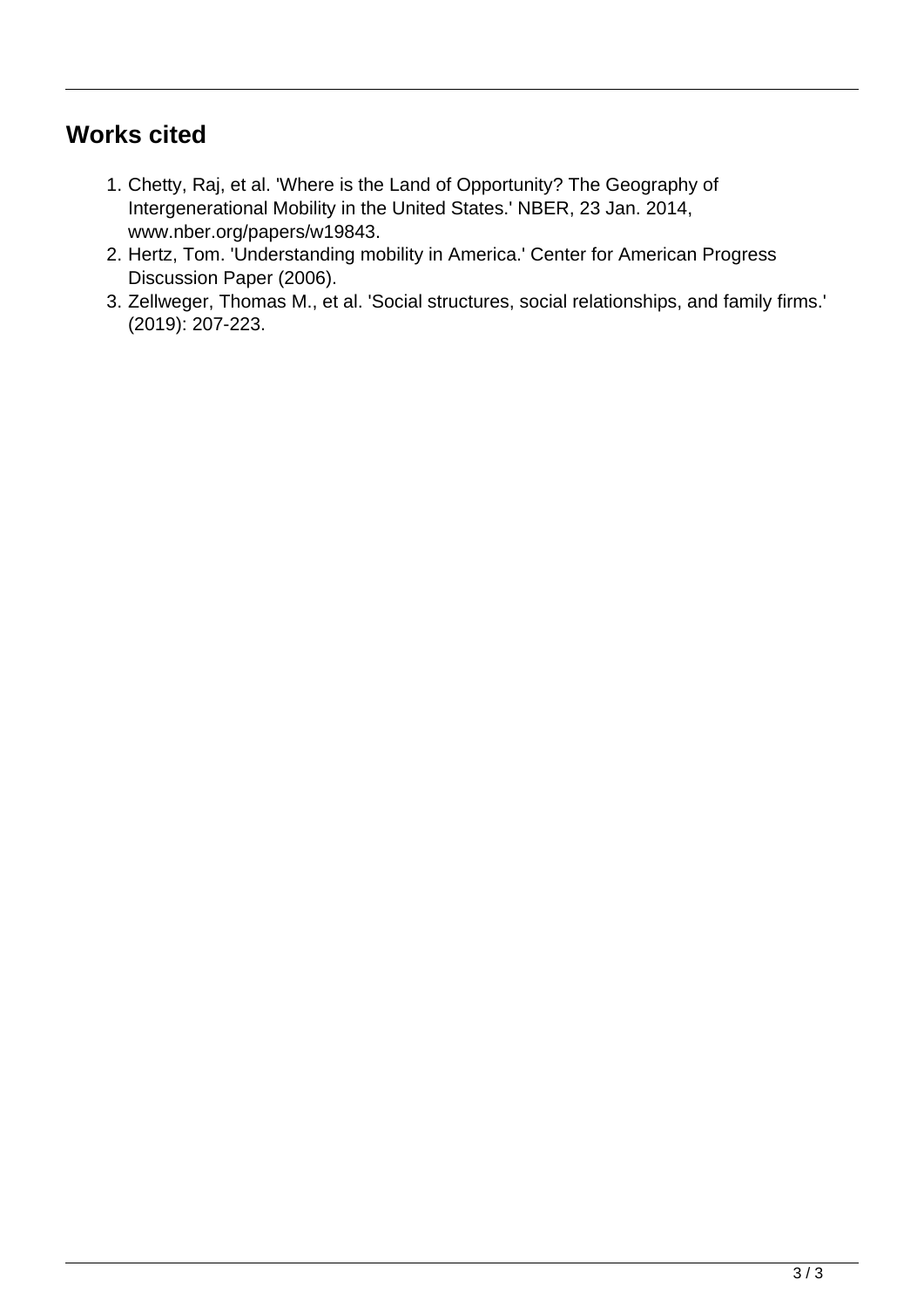## Works cited

1. Chetty, Raj, et al. 'Where is the Land of Opportunity? The Geography of Intergenerational Mobility in the United States.' NBER, 23 Jan. 2014, www.nber.org/papers/w19843.
2. Hertz, Tom. 'Understanding mobility in America.' Center for American Progress Discussion Paper (2006).
3. Zellweger, Thomas M., et al. 'Social structures, social relationships, and family firms.' (2019): 207-223.